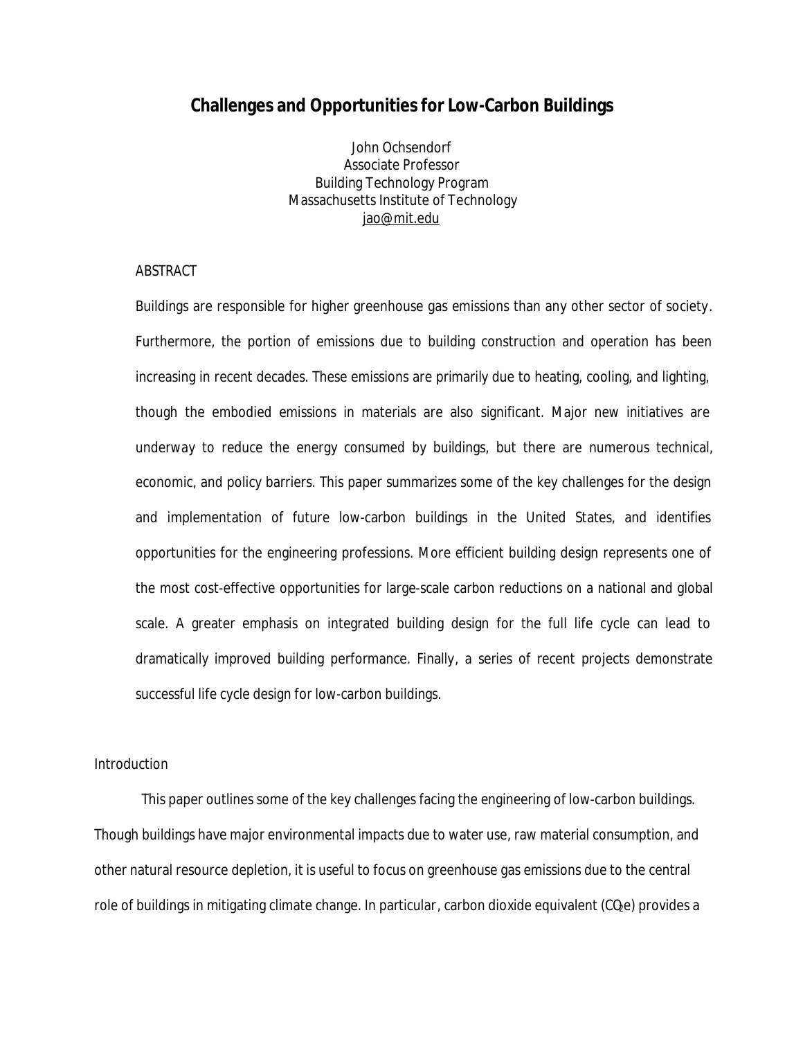# Challenges and Opportunities for Low-Carbon Buildings

John Ochsendorf
Associate Professor
Building Technology Program
Massachusetts Institute of Technology
jao@mit.edu

ABSTRACT

Buildings are responsible for higher greenhouse gas emissions than any other sector of society. Furthermore, the portion of emissions due to building construction and operation has been increasing in recent decades. These emissions are primarily due to heating, cooling, and lighting, though the embodied emissions in materials are also significant. Major new initiatives are underway to reduce the energy consumed by buildings, but there are numerous technical, economic, and policy barriers. This paper summarizes some of the key challenges for the design and implementation of future low-carbon buildings in the United States, and identifies opportunities for the engineering professions. More efficient building design represents one of the most cost-effective opportunities for large-scale carbon reductions on a national and global scale. A greater emphasis on integrated building design for the full life cycle can lead to dramatically improved building performance. Finally, a series of recent projects demonstrate successful life cycle design for low-carbon buildings.

## Introduction

This paper outlines some of the key challenges facing the engineering of low-carbon buildings. Though buildings have major environmental impacts due to water use, raw material consumption, and other natural resource depletion, it is useful to focus on greenhouse gas emissions due to the central role of buildings in mitigating climate change. In particular, carbon dioxide equivalent ($CO_2e$) provides a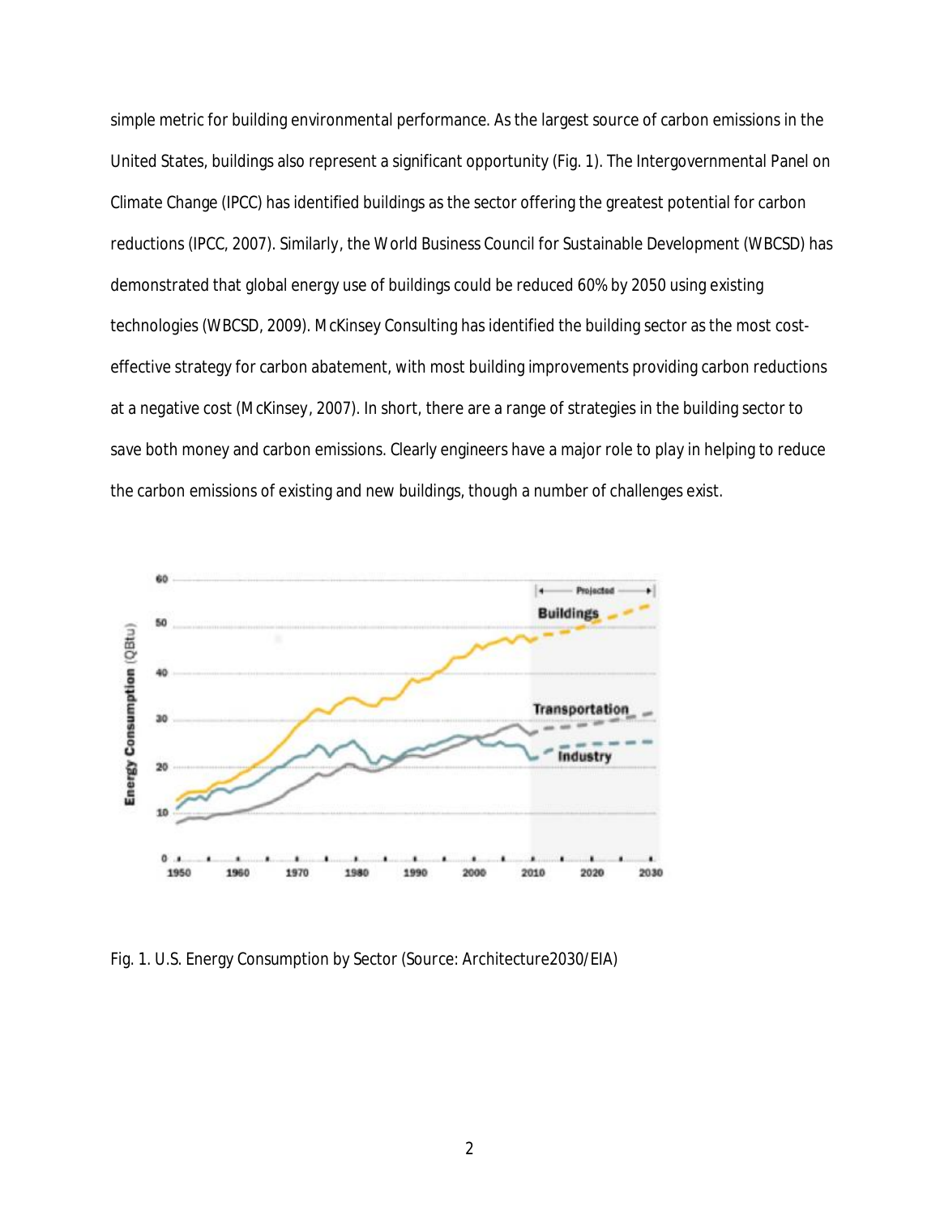simple metric for building environmental performance. As the largest source of carbon emissions in the United States, buildings also represent a significant opportunity (Fig. 1). The Intergovernmental Panel on Climate Change (IPCC) has identified buildings as the sector offering the greatest potential for carbon reductions (IPCC, 2007). Similarly, the World Business Council for Sustainable Development (WBCSD) has demonstrated that global energy use of buildings could be reduced 60% by 2050 using existing technologies (WBCSD, 2009). McKinsey Consulting has identified the building sector as the most cost-effective strategy for carbon abatement, with most building improvements providing carbon reductions at a negative cost (McKinsey, 2007). In short, there are a range of strategies in the building sector to save both money and carbon emissions. Clearly engineers have a major role to play in helping to reduce the carbon emissions of existing and new buildings, though a number of challenges exist.

Energy Consumption (QBtu)

60
50
40
30
20
10
0

1950 1960 1970 1980 1990 2000 2010 2020 2030

Projected

Buildings

Transportation

Industry

Fig. 1. U.S. Energy Consumption by Sector (Source: Architecture2030/EIA)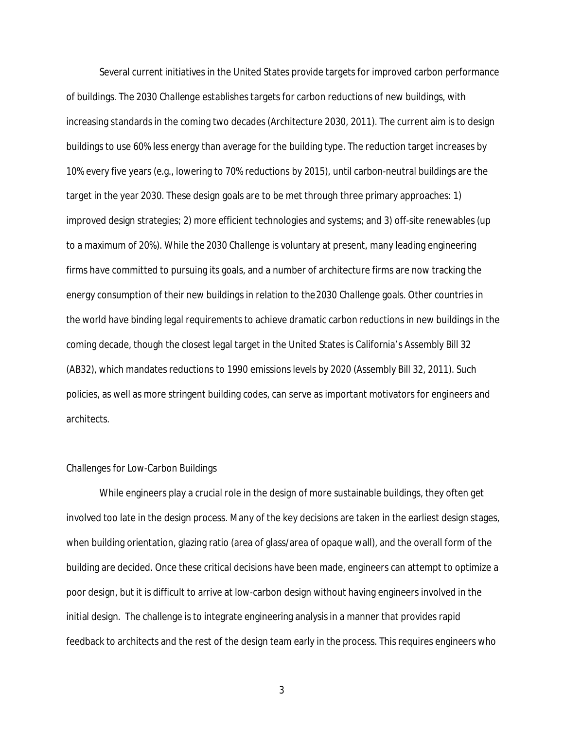Several current initiatives in the United States provide targets for improved carbon performance of buildings. The *2030 Challenge* establishes targets for carbon reductions of new buildings, with increasing standards in the coming two decades (Architecture 2030, 2011). The current aim is to design buildings to use 60% less energy than average for the building type. The reduction target increases by 10% every five years (e.g., lowering to 70% reductions by 2015), until carbon-neutral buildings are the target in the year 2030. These design goals are to be met through three primary approaches: 1) improved design strategies; 2) more efficient technologies and systems; and 3) off-site renewables (up to a maximum of 20%). While the *2030 Challenge* is voluntary at present, many leading engineering firms have committed to pursuing its goals, and a number of architecture firms are now tracking the energy consumption of their new buildings in relation to the *2030 Challenge* goals. Other countries in the world have binding legal requirements to achieve dramatic carbon reductions in new buildings in the coming decade, though the closest legal target in the United States is California's Assembly Bill 32 (AB32), which mandates reductions to 1990 emissions levels by 2020 (Assembly Bill 32, 2011). Such policies, as well as more stringent building codes, can serve as important motivators for engineers and architects.

## Challenges for Low-Carbon Buildings

While engineers play a crucial role in the design of more sustainable buildings, they often get involved too late in the design process. Many of the key decisions are taken in the earliest design stages, when building orientation, glazing ratio (area of glass/area of opaque wall), and the overall form of the building are decided. Once these critical decisions have been made, engineers can attempt to optimize a poor design, but it is difficult to arrive at low-carbon design without having engineers involved in the initial design. The challenge is to integrate engineering analysis in a manner that provides rapid feedback to architects and the rest of the design team early in the process. This requires engineers who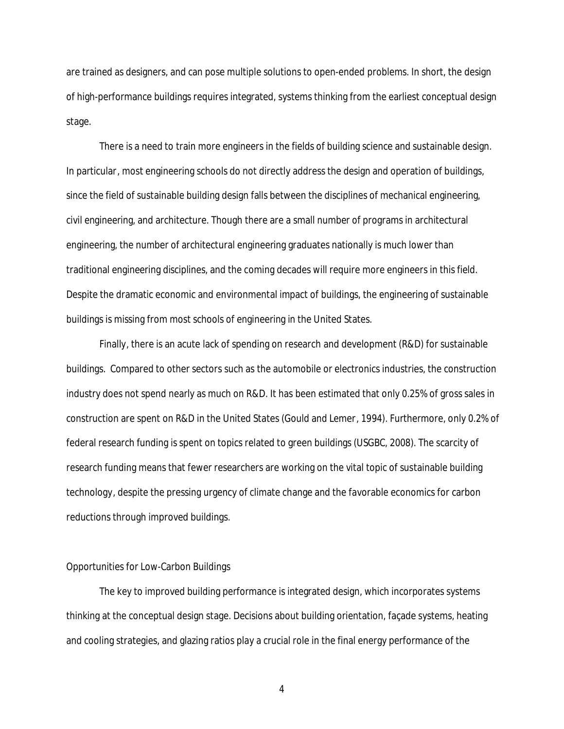are trained as designers, and can pose multiple solutions to open-ended problems. In short, the design of high-performance buildings requires integrated, systems thinking from the earliest conceptual design stage.

There is a need to train more engineers in the fields of building science and sustainable design. In particular, most engineering schools do not directly address the design and operation of buildings, since the field of sustainable building design falls between the disciplines of mechanical engineering, civil engineering, and architecture. Though there are a small number of programs in architectural engineering, the number of architectural engineering graduates nationally is much lower than traditional engineering disciplines, and the coming decades will require more engineers in this field. Despite the dramatic economic and environmental impact of buildings, the engineering of sustainable buildings is missing from most schools of engineering in the United States.

Finally, there is an acute lack of spending on research and development (R&D) for sustainable buildings. Compared to other sectors such as the automobile or electronics industries, the construction industry does not spend nearly as much on R&D. It has been estimated that only 0.25% of gross sales in construction are spent on R&D in the United States (Gould and Lemer, 1994). Furthermore, only 0.2% of federal research funding is spent on topics related to green buildings (USGBC, 2008). The scarcity of research funding means that fewer researchers are working on the vital topic of sustainable building technology, despite the pressing urgency of climate change and the favorable economics for carbon reductions through improved buildings.

## Opportunities for Low-Carbon Buildings

The key to improved building performance is integrated design, which incorporates systems thinking at the conceptual design stage. Decisions about building orientation, façade systems, heating and cooling strategies, and glazing ratios play a crucial role in the final energy performance of the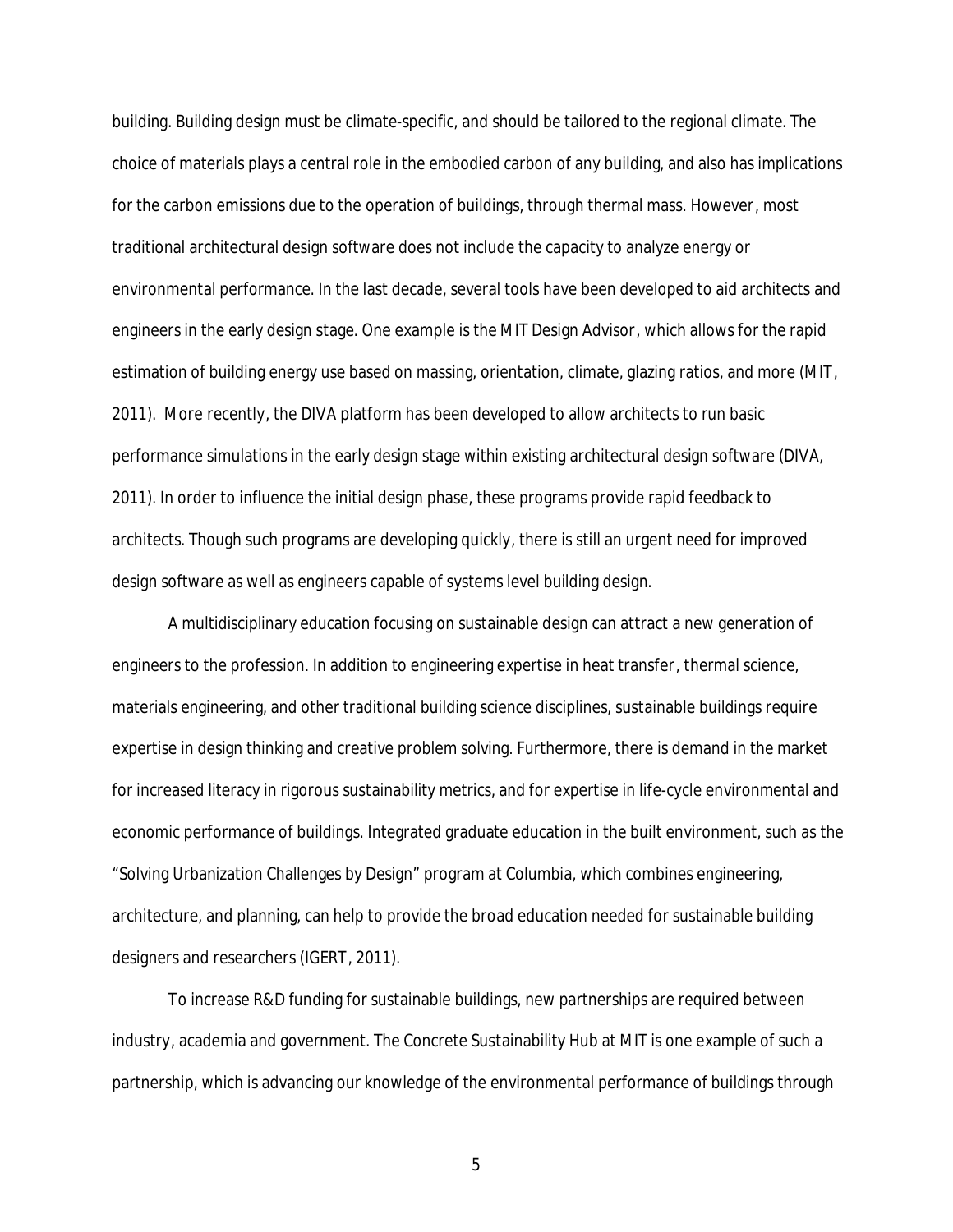building. Building design must be climate-specific, and should be tailored to the regional climate. The choice of materials plays a central role in the embodied carbon of any building, and also has implications for the carbon emissions due to the operation of buildings, through thermal mass. However, most traditional architectural design software does not include the capacity to analyze energy or environmental performance. In the last decade, several tools have been developed to aid architects and engineers in the early design stage. One example is the MIT Design Advisor, which allows for the rapid estimation of building energy use based on massing, orientation, climate, glazing ratios, and more (MIT, 2011). More recently, the DIVA platform has been developed to allow architects to run basic performance simulations in the early design stage within existing architectural design software (DIVA, 2011). In order to influence the initial design phase, these programs provide rapid feedback to architects. Though such programs are developing quickly, there is still an urgent need for improved design software as well as engineers capable of systems level building design.

A multidisciplinary education focusing on sustainable design can attract a new generation of engineers to the profession. In addition to engineering expertise in heat transfer, thermal science, materials engineering, and other traditional building science disciplines, sustainable buildings require expertise in design thinking and creative problem solving. Furthermore, there is demand in the market for increased literacy in rigorous sustainability metrics, and for expertise in life-cycle environmental and economic performance of buildings. Integrated graduate education in the built environment, such as the "Solving Urbanization Challenges by Design" program at Columbia, which combines engineering, architecture, and planning, can help to provide the broad education needed for sustainable building designers and researchers (IGERT, 2011).

To increase R&D funding for sustainable buildings, new partnerships are required between industry, academia and government. The Concrete Sustainability Hub at MIT is one example of such a partnership, which is advancing our knowledge of the environmental performance of buildings through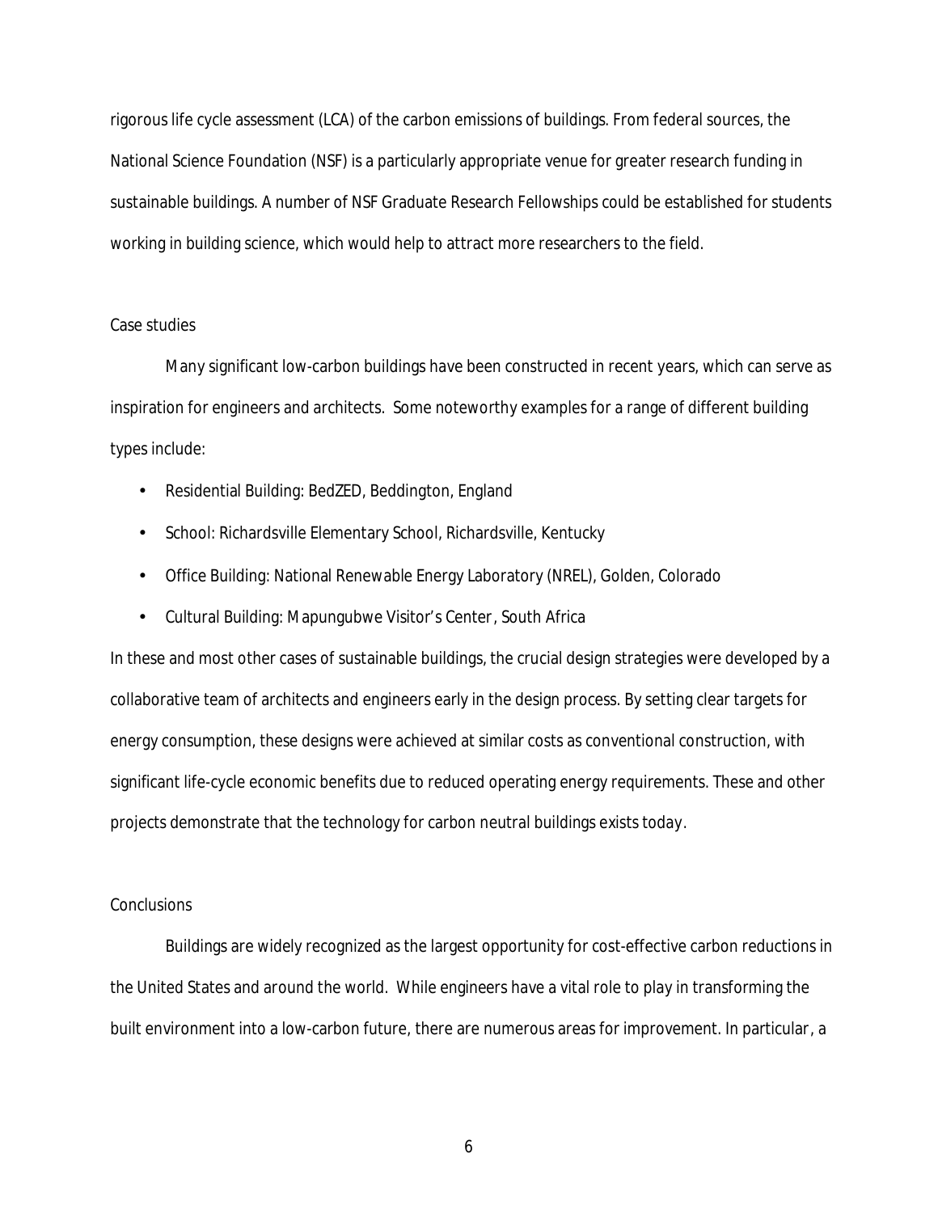rigorous life cycle assessment (LCA) of the carbon emissions of buildings. From federal sources, the National Science Foundation (NSF) is a particularly appropriate venue for greater research funding in sustainable buildings. A number of NSF Graduate Research Fellowships could be established for students working in building science, which would help to attract more researchers to the field.

## Case studies

Many significant low-carbon buildings have been constructed in recent years, which can serve as inspiration for engineers and architects. Some noteworthy examples for a range of different building types include:

- Residential Building: BedZED, Beddington, England
- School: Richardsville Elementary School, Richardsville, Kentucky
- Office Building: National Renewable Energy Laboratory (NREL), Golden, Colorado
- Cultural Building: Mapungubwe Visitor's Center, South Africa

In these and most other cases of sustainable buildings, the crucial design strategies were developed by a collaborative team of architects and engineers early in the design process. By setting clear targets for energy consumption, these designs were achieved at similar costs as conventional construction, with significant life-cycle economic benefits due to reduced operating energy requirements. These and other projects demonstrate that the technology for carbon neutral buildings exists today.

## Conclusions

Buildings are widely recognized as the largest opportunity for cost-effective carbon reductions in the United States and around the world. While engineers have a vital role to play in transforming the built environment into a low-carbon future, there are numerous areas for improvement. In particular, a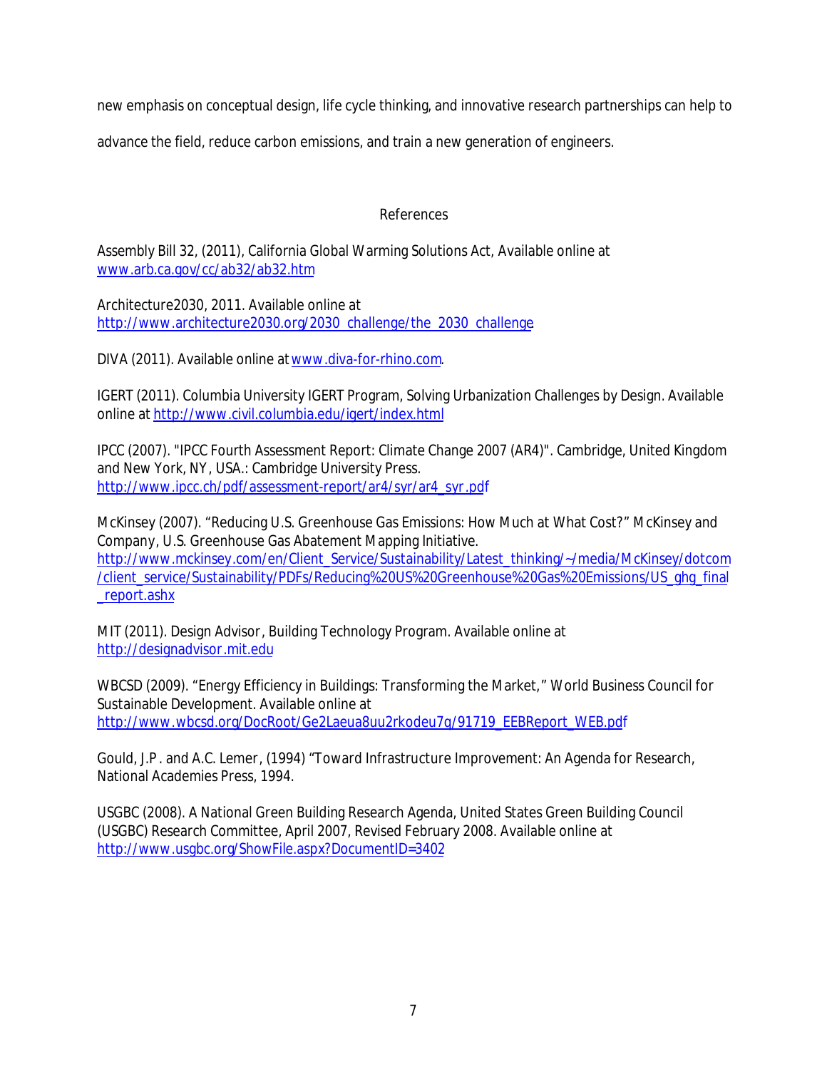new emphasis on conceptual design, life cycle thinking, and innovative research partnerships can help to advance the field, reduce carbon emissions, and train a new generation of engineers.

## References

Assembly Bill 32, (2011), California Global Warming Solutions Act, Available online at www.arb.ca.gov/cc/ab32/ab32.htm

Architecture2030, 2011. Available online at http://www.architecture2030.org/2030_challenge/the_2030_challenge

DIVA (2011). Available online at www.diva-for-rhino.com.

IGERT (2011). Columbia University IGERT Program, Solving Urbanization Challenges by Design. Available online at http://www.civil.columbia.edu/igert/index.html

IPCC (2007). "IPCC Fourth Assessment Report: Climate Change 2007 (AR4)". Cambridge, United Kingdom and New York, NY, USA.: Cambridge University Press. http://www.ipcc.ch/pdf/assessment-report/ar4/syr/ar4_syr.pdf

McKinsey (2007). "Reducing U.S. Greenhouse Gas Emissions: How Much at What Cost?" McKinsey and Company, U.S. Greenhouse Gas Abatement Mapping Initiative. http://www.mckinsey.com/en/Client_Service/Sustainability/Latest_thinking/~/media/McKinsey/dotcom/client_service/Sustainability/PDFs/Reducing%20US%20Greenhouse%20Gas%20Emissions/US_ghg_final_report.ashx

MIT (2011). Design Advisor, Building Technology Program. Available online at http://designadvisor.mit.edu

WBCSD (2009). "Energy Efficiency in Buildings: Transforming the Market," World Business Council for Sustainable Development. Available online at http://www.wbcsd.org/DocRoot/Ge2Laeua8uu2rkodeu7q/91719_EEBReport_WEB.pdf

Gould, J.P. and A.C. Lemer, (1994) "Toward Infrastructure Improvement: An Agenda for Research, National Academies Press, 1994.

USGBC (2008). A National Green Building Research Agenda, United States Green Building Council (USGBC) Research Committee, April 2007, Revised February 2008. Available online at http://www.usgbc.org/ShowFile.aspx?DocumentID=3402